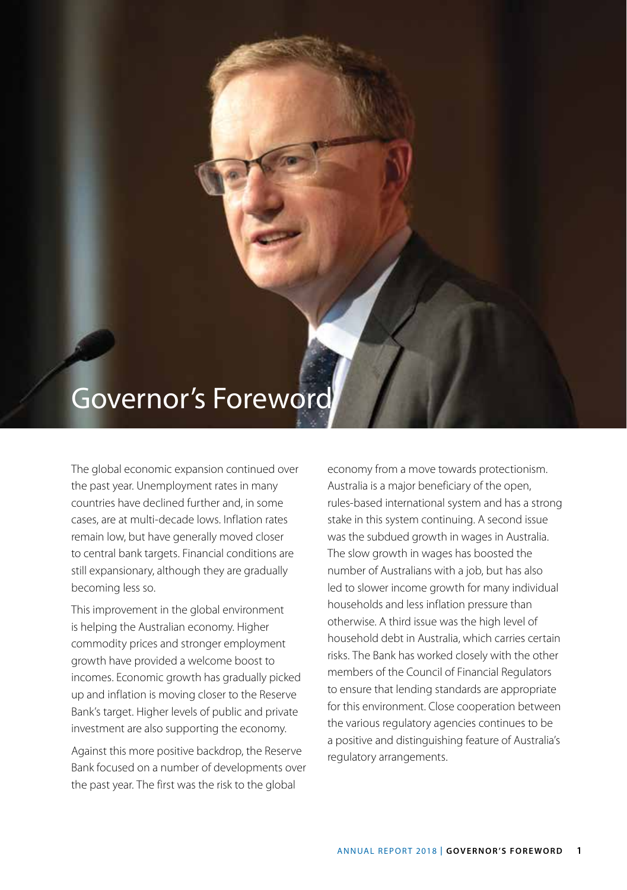# Governor's Foreword

The global economic expansion continued over the past year. Unemployment rates in many countries have declined further and, in some cases, are at multi-decade lows. Inflation rates remain low, but have generally moved closer to central bank targets. Financial conditions are still expansionary, although they are gradually becoming less so.

This improvement in the global environment is helping the Australian economy. Higher commodity prices and stronger employment growth have provided a welcome boost to incomes. Economic growth has gradually picked up and inflation is moving closer to the Reserve Bank's target. Higher levels of public and private investment are also supporting the economy.

Against this more positive backdrop, the Reserve Bank focused on a number of developments over the past year. The first was the risk to the global economy from a move towards protectionism. Australia is a major beneficiary of the open, rules-based international system and has a strong stake in this system continuing. A second issue was the subdued growth in wages in Australia. The slow growth in wages has boosted the number of Australians with a job, but has also led to slower income growth for many individual households and less inflation pressure than otherwise. A third issue was the high level of household debt in Australia, which carries certain risks. The Bank has worked closely with the other members of the Council of Financial Regulators to ensure that lending standards are appropriate for this environment. Close cooperation between the various regulatory agencies continues to be a positive and distinguishing feature of Australia's regulatory arrangements.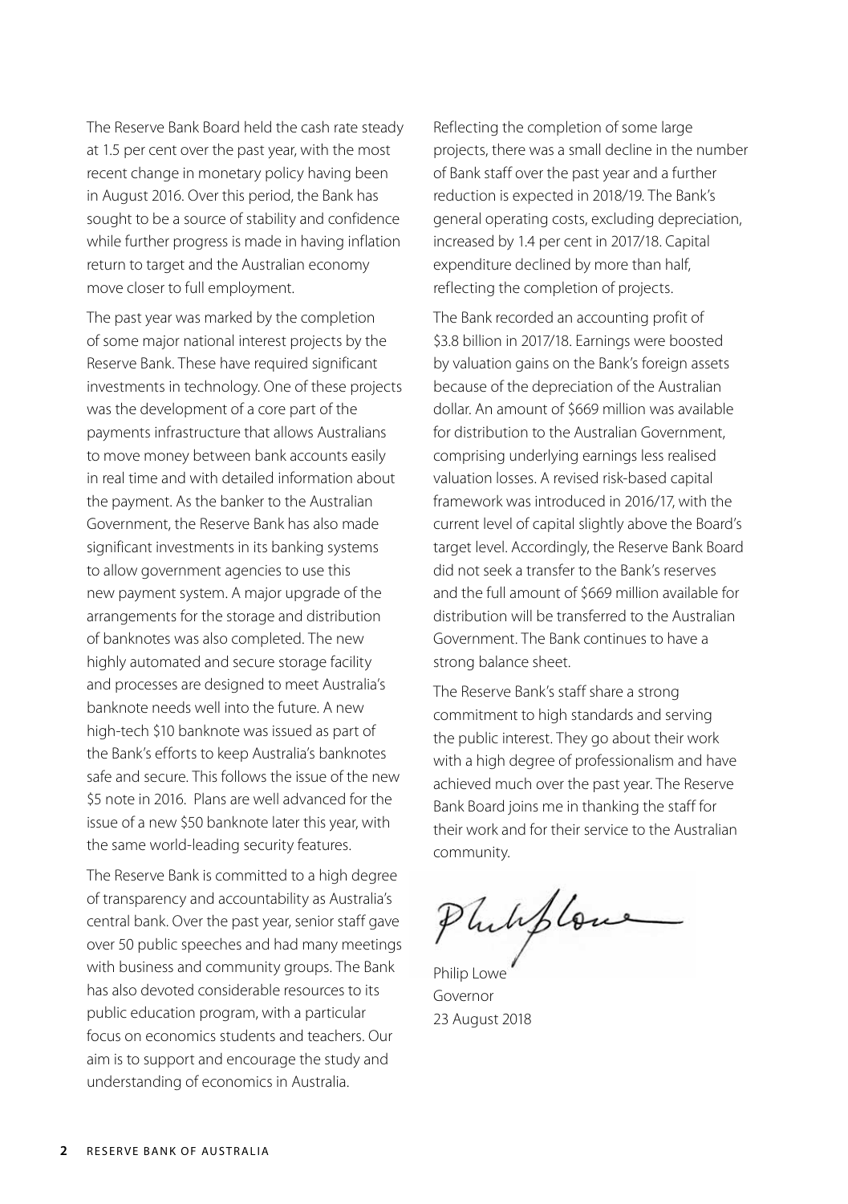The Reserve Bank Board held the cash rate steady at 1.5 per cent over the past year, with the most recent change in monetary policy having been in August 2016. Over this period, the Bank has sought to be a source of stability and confidence while further progress is made in having inflation return to target and the Australian economy move closer to full employment.

The past year was marked by the completion of some major national interest projects by the Reserve Bank. These have required significant investments in technology. One of these projects was the development of a core part of the payments infrastructure that allows Australians to move money between bank accounts easily in real time and with detailed information about the payment. As the banker to the Australian Government, the Reserve Bank has also made significant investments in its banking systems to allow government agencies to use this new payment system. A major upgrade of the arrangements for the storage and distribution of banknotes was also completed. The new highly automated and secure storage facility and processes are designed to meet Australia's banknote needs well into the future. A new high-tech $10 banknote was issued as part of the Bank's efforts to keep Australia's banknotes safe and secure. This follows the issue of the new $5 note in 2016. Plans are well advanced for the issue of a new $50 banknote later this year, with the same world-leading security features.

The Reserve Bank is committed to a high degree of transparency and accountability as Australia's central bank. Over the past year, senior staff gave over 50 public speeches and had many meetings with business and community groups. The Bank has also devoted considerable resources to its public education program, with a particular focus on economics students and teachers. Our aim is to support and encourage the study and understanding of economics in Australia.

Reflecting the completion of some large projects, there was a small decline in the number of Bank staff over the past year and a further reduction is expected in 2018/19. The Bank's general operating costs, excluding depreciation, increased by 1.4 per cent in 2017/18. Capital expenditure declined by more than half, reflecting the completion of projects.

The Bank recorded an accounting profit of $3.8 billion in 2017/18. Earnings were boosted by valuation gains on the Bank's foreign assets because of the depreciation of the Australian dollar. An amount of $669 million was available for distribution to the Australian Government, comprising underlying earnings less realised valuation losses. A revised risk-based capital framework was introduced in 2016/17, with the current level of capital slightly above the Board's target level. Accordingly, the Reserve Bank Board did not seek a transfer to the Bank's reserves and the full amount of $669 million available for distribution will be transferred to the Australian Government. The Bank continues to have a strong balance sheet.

The Reserve Bank's staff share a strong commitment to high standards and serving the public interest. They go about their work with a high degree of professionalism and have achieved much over the past year. The Reserve Bank Board joins me in thanking the staff for their work and for their service to the Australian community.

Philip Lowe
Governor
23 August 2018